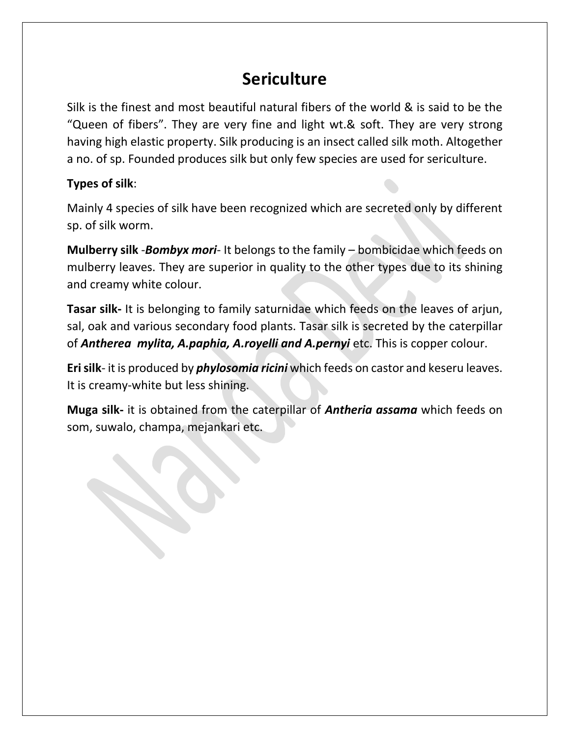# Sericulture

Silk is the finest and most beautiful natural fibers of the world & is said to be the "Queen of fibers". They are very fine and light wt.& soft. They are very strong having high elastic property. Silk producing is an insect called silk moth. Altogether a no. of sp. Founded produces silk but only few species are used for sericulture.

**Types of silk**:

Mainly 4 species of silk have been recognized which are secreted only by different sp. of silk worm.

**Mulberry silk** -***Bombyx mori***- It belongs to the family – bombicidae which feeds on mulberry leaves. They are superior in quality to the other types due to its shining and creamy white colour.

**Tasar silk-** It is belonging to family saturnidae which feeds on the leaves of arjun, sal, oak and various secondary food plants. Tasar silk is secreted by the caterpillar of ***Antherea mylita, A.paphia, A.royelli and A.pernyi*** etc. This is copper colour.

**Eri silk**- it is produced by ***phylosomia ricini*** which feeds on castor and keseru leaves. It is creamy-white but less shining.

**Muga silk-** it is obtained from the caterpillar of ***Antheria assama*** which feeds on som, suwalo, champa, mejankari etc.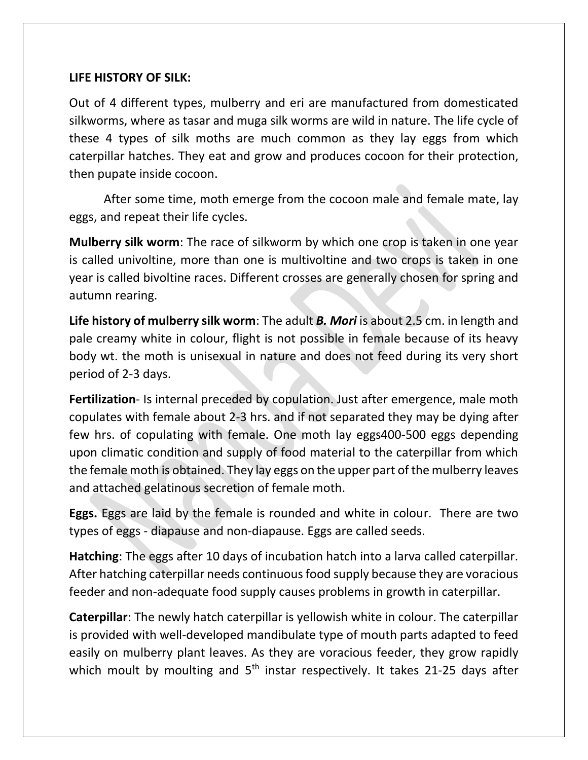**LIFE HISTORY OF SILK:**

Out of 4 different types, mulberry and eri are manufactured from domesticated silkworms, where as tasar and muga silk worms are wild in nature. The life cycle of these 4 types of silk moths are much common as they lay eggs from which caterpillar hatches. They eat and grow and produces cocoon for their protection, then pupate inside cocoon.

After some time, moth emerge from the cocoon male and female mate, lay eggs, and repeat their life cycles.

**Mulberry silk worm**: The race of silkworm by which one crop is taken in one year is called univoltine, more than one is multivoltine and two crops is taken in one year is called bivoltine races. Different crosses are generally chosen for spring and autumn rearing.

**Life history of mulberry silk worm**: The adult ***B. Mori*** is about 2.5 cm. in length and pale creamy white in colour, flight is not possible in female because of its heavy body wt. the moth is unisexual in nature and does not feed during its very short period of 2-3 days.

**Fertilization**- Is internal preceded by copulation. Just after emergence, male moth copulates with female about 2-3 hrs. and if not separated they may be dying after few hrs. of copulating with female. One moth lay eggs400-500 eggs depending upon climatic condition and supply of food material to the caterpillar from which the female moth is obtained. They lay eggs on the upper part of the mulberry leaves and attached gelatinous secretion of female moth.

**Eggs.** Eggs are laid by the female is rounded and white in colour. There are two types of eggs - diapause and non-diapause. Eggs are called seeds.

**Hatching**: The eggs after 10 days of incubation hatch into a larva called caterpillar. After hatching caterpillar needs continuous food supply because they are voracious feeder and non-adequate food supply causes problems in growth in caterpillar.

**Caterpillar**: The newly hatch caterpillar is yellowish white in colour. The caterpillar is provided with well-developed mandibulate type of mouth parts adapted to feed easily on mulberry plant leaves. As they are voracious feeder, they grow rapidly which moult by moulting and 5$^{th}$ instar respectively. It takes 21-25 days after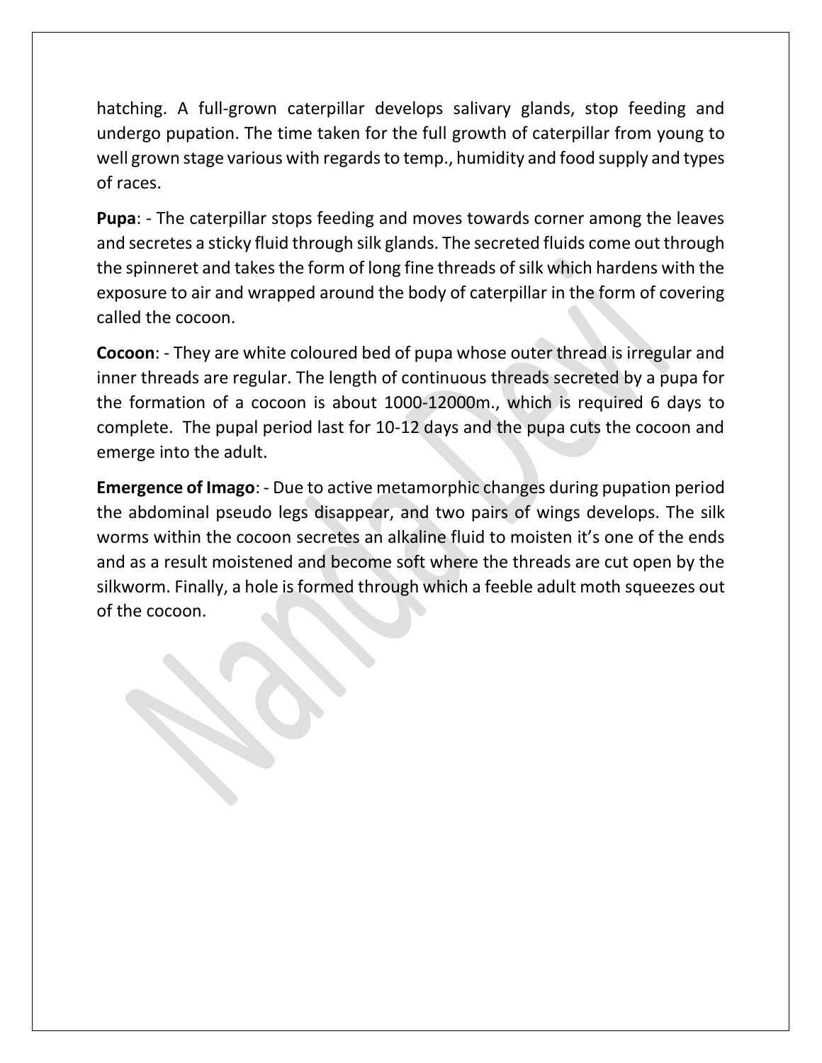hatching. A full-grown caterpillar develops salivary glands, stop feeding and undergo pupation. The time taken for the full growth of caterpillar from young to well grown stage various with regards to temp., humidity and food supply and types of races.

**Pupa**: - The caterpillar stops feeding and moves towards corner among the leaves and secretes a sticky fluid through silk glands. The secreted fluids come out through the spinneret and takes the form of long fine threads of silk which hardens with the exposure to air and wrapped around the body of caterpillar in the form of covering called the cocoon.

**Cocoon**: - They are white coloured bed of pupa whose outer thread is irregular and inner threads are regular. The length of continuous threads secreted by a pupa for the formation of a cocoon is about 1000-12000m., which is required 6 days to complete. The pupal period last for 10-12 days and the pupa cuts the cocoon and emerge into the adult.

**Emergence of Imago**: - Due to active metamorphic changes during pupation period the abdominal pseudo legs disappear, and two pairs of wings develops. The silk worms within the cocoon secretes an alkaline fluid to moisten it's one of the ends and as a result moistened and become soft where the threads are cut open by the silkworm. Finally, a hole is formed through which a feeble adult moth squeezes out of the cocoon.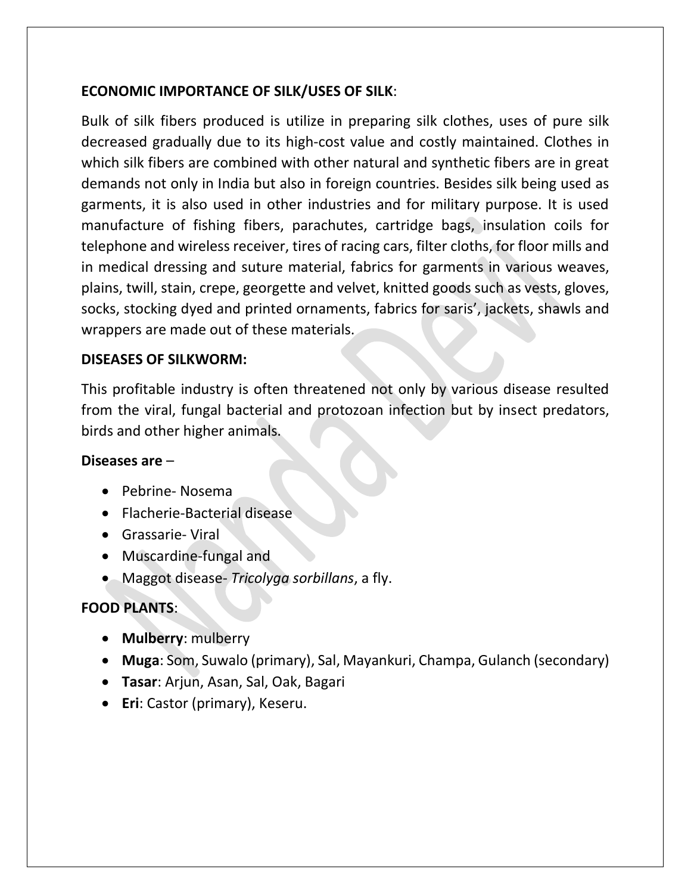**ECONOMIC IMPORTANCE OF SILK/USES OF SILK**:

Bulk of silk fibers produced is utilize in preparing silk clothes, uses of pure silk decreased gradually due to its high-cost value and costly maintained. Clothes in which silk fibers are combined with other natural and synthetic fibers are in great demands not only in India but also in foreign countries. Besides silk being used as garments, it is also used in other industries and for military purpose. It is used manufacture of fishing fibers, parachutes, cartridge bags, insulation coils for telephone and wireless receiver, tires of racing cars, filter cloths, for floor mills and in medical dressing and suture material, fabrics for garments in various weaves, plains, twill, stain, crepe, georgette and velvet, knitted goods such as vests, gloves, socks, stocking dyed and printed ornaments, fabrics for saris', jackets, shawls and wrappers are made out of these materials.

**DISEASES OF SILKWORM:**

This profitable industry is often threatened not only by various disease resulted from the viral, fungal bacterial and protozoan infection but by insect predators, birds and other higher animals.

**Diseases are** –

- Pebrine- Nosema
- Flacherie-Bacterial disease
- Grassarie- Viral
- Muscardine-fungal and
- Maggot disease- *Tricolyga sorbillans*, a fly.

**FOOD PLANTS**:

- **Mulberry**: mulberry
- **Muga**: Som, Suwalo (primary), Sal, Mayankuri, Champa, Gulanch (secondary)
- **Tasar**: Arjun, Asan, Sal, Oak, Bagari
- **Eri**: Castor (primary), Keseru.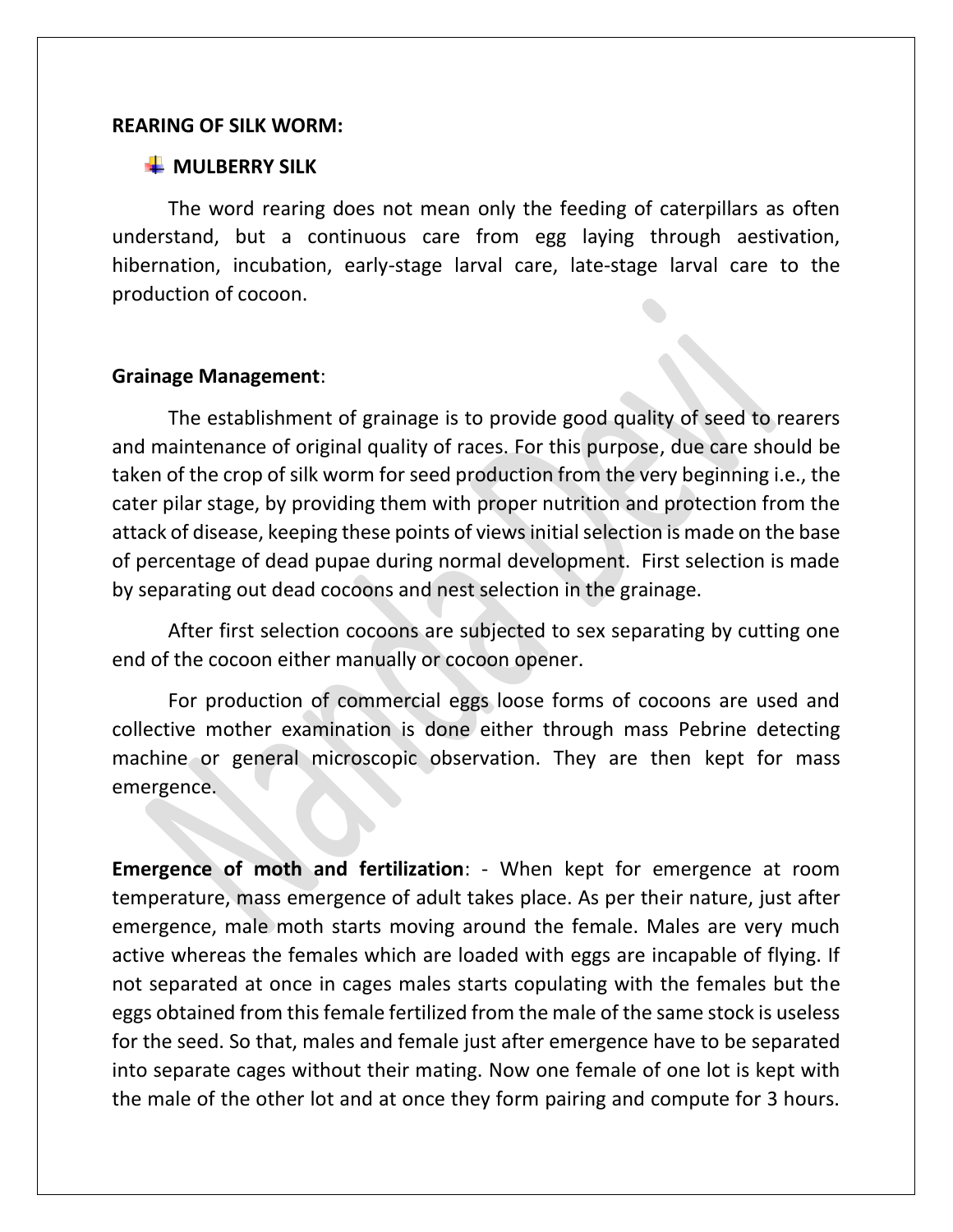**REARING OF SILK WORM:**

- **MULBERRY SILK**

The word rearing does not mean only the feeding of caterpillars as often understand, but a continuous care from egg laying through aestivation, hibernation, incubation, early-stage larval care, late-stage larval care to the production of cocoon.

**Grainage Management**:

The establishment of grainage is to provide good quality of seed to rearers and maintenance of original quality of races. For this purpose, due care should be taken of the crop of silk worm for seed production from the very beginning i.e., the cater pilar stage, by providing them with proper nutrition and protection from the attack of disease, keeping these points of views initial selection is made on the base of percentage of dead pupae during normal development. First selection is made by separating out dead cocoons and nest selection in the grainage.

After first selection cocoons are subjected to sex separating by cutting one end of the cocoon either manually or cocoon opener.

For production of commercial eggs loose forms of cocoons are used and collective mother examination is done either through mass Pebrine detecting machine or general microscopic observation. They are then kept for mass emergence.

**Emergence of moth and fertilization**: - When kept for emergence at room temperature, mass emergence of adult takes place. As per their nature, just after emergence, male moth starts moving around the female. Males are very much active whereas the females which are loaded with eggs are incapable of flying. If not separated at once in cages males starts copulating with the females but the eggs obtained from this female fertilized from the male of the same stock is useless for the seed. So that, males and female just after emergence have to be separated into separate cages without their mating. Now one female of one lot is kept with the male of the other lot and at once they form pairing and compute for 3 hours.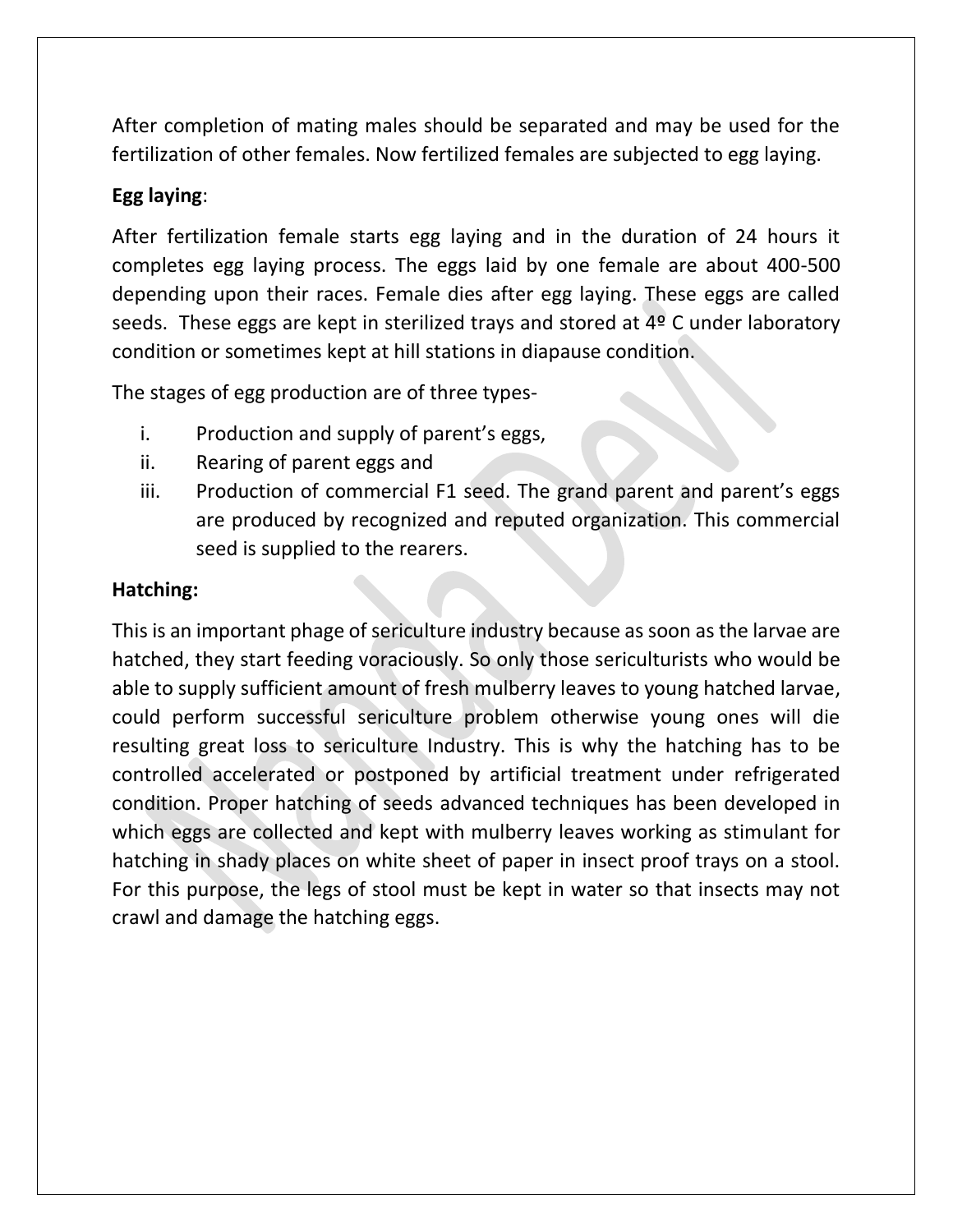After completion of mating males should be separated and may be used for the fertilization of other females. Now fertilized females are subjected to egg laying.

**Egg laying**:

After fertilization female starts egg laying and in the duration of 24 hours it completes egg laying process. The eggs laid by one female are about 400-500 depending upon their races. Female dies after egg laying. These eggs are called seeds. These eggs are kept in sterilized trays and stored at 4º C under laboratory condition or sometimes kept at hill stations in diapause condition.

The stages of egg production are of three types-

i. Production and supply of parent's eggs,
ii. Rearing of parent eggs and
iii. Production of commercial F1 seed. The grand parent and parent's eggs are produced by recognized and reputed organization. This commercial seed is supplied to the rearers.

**Hatching:**

This is an important phage of sericulture industry because as soon as the larvae are hatched, they start feeding voraciously. So only those sericulturists who would be able to supply sufficient amount of fresh mulberry leaves to young hatched larvae, could perform successful sericulture problem otherwise young ones will die resulting great loss to sericulture Industry. This is why the hatching has to be controlled accelerated or postponed by artificial treatment under refrigerated condition. Proper hatching of seeds advanced techniques has been developed in which eggs are collected and kept with mulberry leaves working as stimulant for hatching in shady places on white sheet of paper in insect proof trays on a stool. For this purpose, the legs of stool must be kept in water so that insects may not crawl and damage the hatching eggs.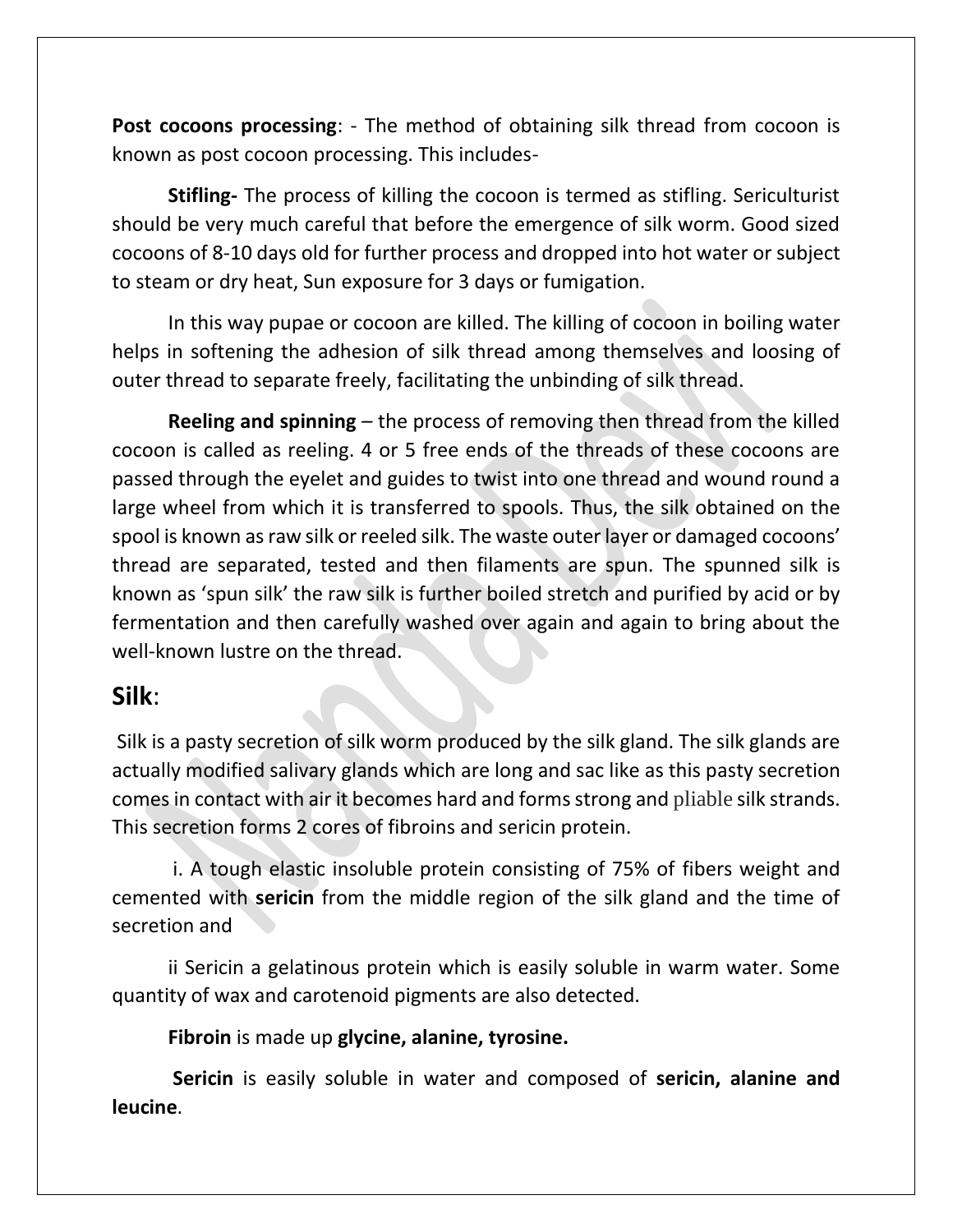**Post cocoons processing**: - The method of obtaining silk thread from cocoon is known as post cocoon processing. This includes-

**Stifling-** The process of killing the cocoon is termed as stifling. Sericulturist should be very much careful that before the emergence of silk worm. Good sized cocoons of 8-10 days old for further process and dropped into hot water or subject to steam or dry heat, Sun exposure for 3 days or fumigation.

In this way pupae or cocoon are killed. The killing of cocoon in boiling water helps in softening the adhesion of silk thread among themselves and loosing of outer thread to separate freely, facilitating the unbinding of silk thread.

**Reeling and spinning** – the process of removing then thread from the killed cocoon is called as reeling. 4 or 5 free ends of the threads of these cocoons are passed through the eyelet and guides to twist into one thread and wound round a large wheel from which it is transferred to spools. Thus, the silk obtained on the spool is known as raw silk or reeled silk. The waste outer layer or damaged cocoons' thread are separated, tested and then filaments are spun. The spunned silk is known as 'spun silk' the raw silk is further boiled stretch and purified by acid or by fermentation and then carefully washed over again and again to bring about the well-known lustre on the thread.

## **Silk**:

Silk is a pasty secretion of silk worm produced by the silk gland. The silk glands are actually modified salivary glands which are long and sac like as this pasty secretion comes in contact with air it becomes hard and forms strong and pliable silk strands. This secretion forms 2 cores of fibroins and sericin protein.

i. A tough elastic insoluble protein consisting of 75% of fibers weight and cemented with **sericin** from the middle region of the silk gland and the time of secretion and

ii Sericin a gelatinous protein which is easily soluble in warm water. Some quantity of wax and carotenoid pigments are also detected.

**Fibroin** is made up **glycine, alanine, tyrosine.**

**Sericin** is easily soluble in water and composed of **sericin, alanine and leucine**.